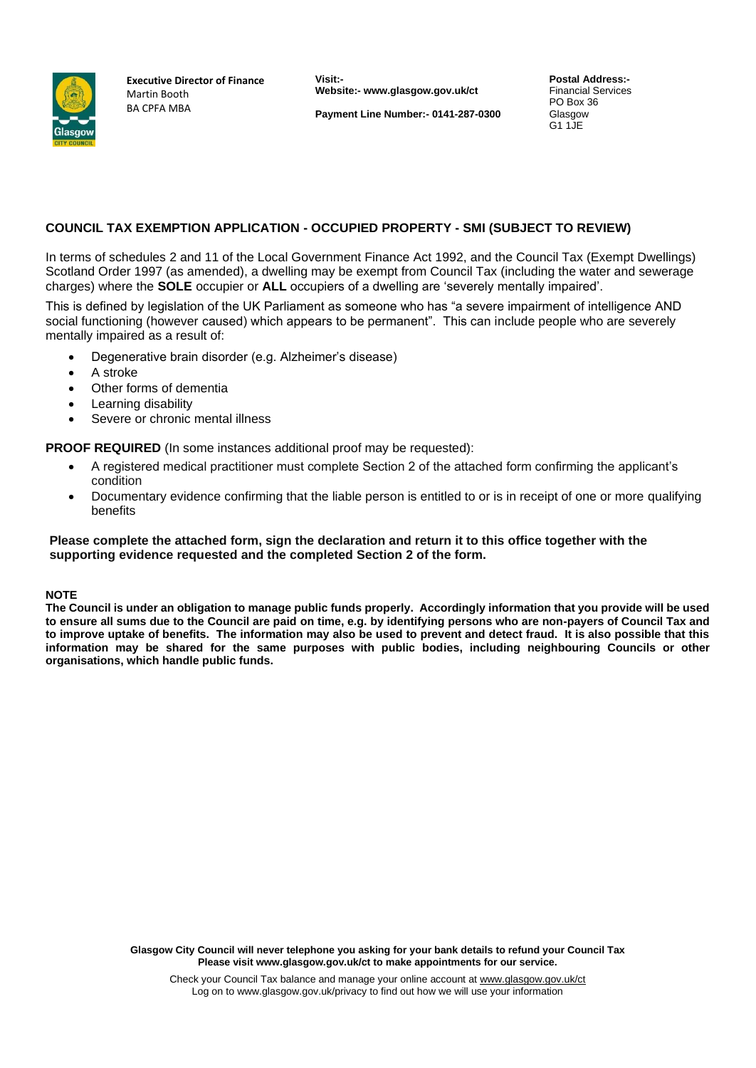**Executive Director of Finance**
Martin Booth
BA CPFA MBA

**Visit:-**
**Website:- www.glasgow.gov.uk/ct**

**Payment Line Number:- 0141-287-0300**

**Postal Address:-**
Financial Services
PO Box 36
Glasgow
G1 1JE

## COUNCIL TAX EXEMPTION APPLICATION - OCCUPIED PROPERTY - SMI (SUBJECT TO REVIEW)

In terms of schedules 2 and 11 of the Local Government Finance Act 1992, and the Council Tax (Exempt Dwellings) Scotland Order 1997 (as amended), a dwelling may be exempt from Council Tax (including the water and sewerage charges) where the **SOLE** occupier or **ALL** occupiers of a dwelling are 'severely mentally impaired'.

This is defined by legislation of the UK Parliament as someone who has "a severe impairment of intelligence AND social functioning (however caused) which appears to be permanent". This can include people who are severely mentally impaired as a result of:

- Degenerative brain disorder (e.g. Alzheimer's disease)
- A stroke
- Other forms of dementia
- Learning disability
- Severe or chronic mental illness

**PROOF REQUIRED** (In some instances additional proof may be requested):

- A registered medical practitioner must complete Section 2 of the attached form confirming the applicant's condition
- Documentary evidence confirming that the liable person is entitled to or is in receipt of one or more qualifying benefits

**Please complete the attached form, sign the declaration and return it to this office together with the supporting evidence requested and the completed Section 2 of the form.**

**NOTE**

**The Council is under an obligation to manage public funds properly. Accordingly information that you provide will be used to ensure all sums due to the Council are paid on time, e.g. by identifying persons who are non-payers of Council Tax and to improve uptake of benefits. The information may also be used to prevent and detect fraud. It is also possible that this information may be shared for the same purposes with public bodies, including neighbouring Councils or other organisations, which handle public funds.**

**Glasgow City Council will never telephone you asking for your bank details to refund your Council Tax**
**Please visit www.glasgow.gov.uk/ct to make appointments for our service.**

Check your Council Tax balance and manage your online account at www.glasgow.gov.uk/ct
Log on to www.glasgow.gov.uk/privacy to find out how we will use your information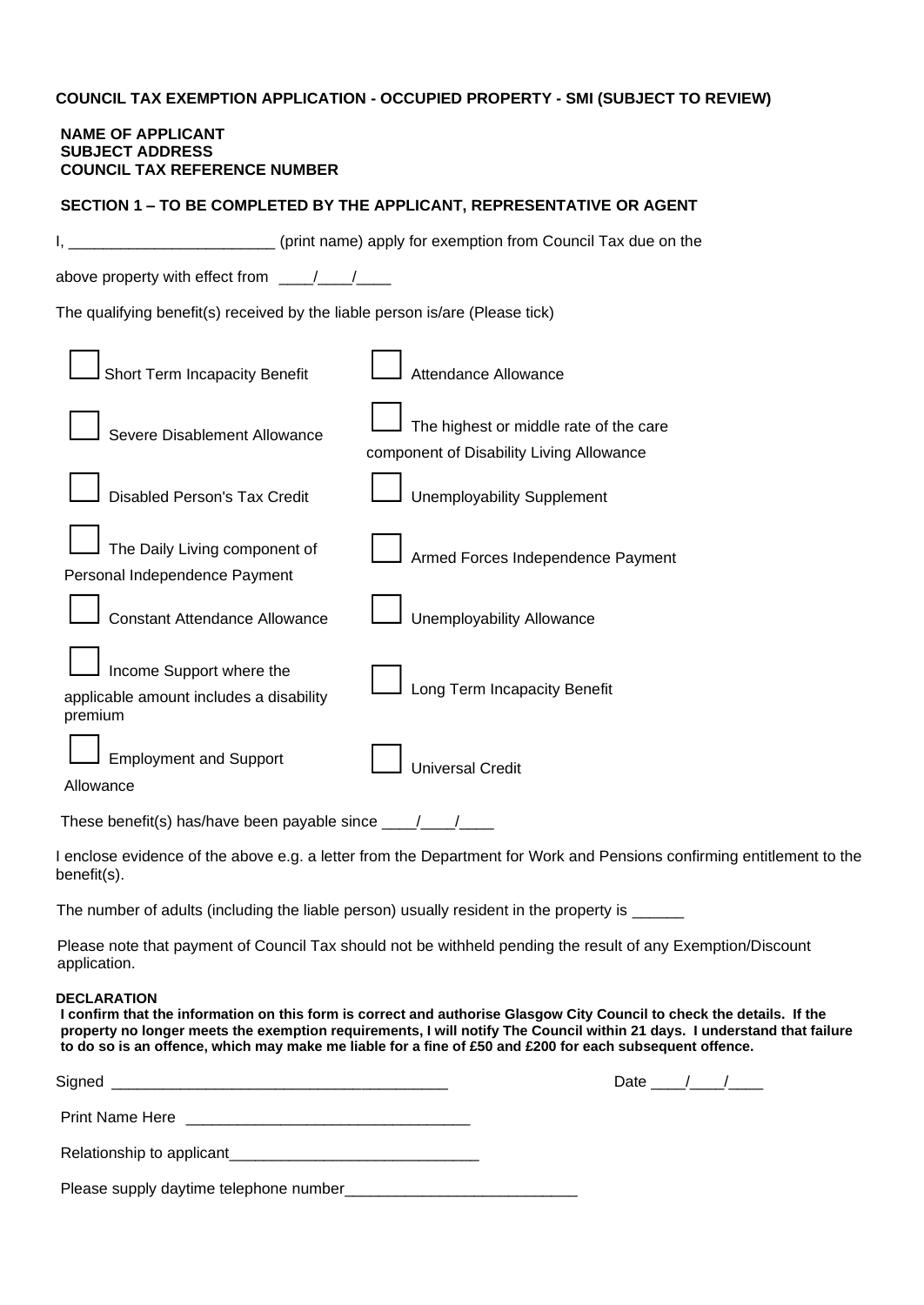**COUNCIL TAX EXEMPTION APPLICATION - OCCUPIED PROPERTY - SMI (SUBJECT TO REVIEW)**

**NAME OF APPLICANT**
**SUBJECT ADDRESS**
**COUNCIL TAX REFERENCE NUMBER**

**SECTION 1 – TO BE COMPLETED BY THE APPLICANT, REPRESENTATIVE OR AGENT**

I, ________________________ (print name) apply for exemption from Council Tax due on the above property with effect from ____/____/____

The qualifying benefit(s) received by the liable person is/are (Please tick)

- ☐ Short Term Incapacity Benefit
- ☐ Attendance Allowance
- ☐ Severe Disablement Allowance
- ☐ The highest or middle rate of the care component of Disability Living Allowance
- ☐ Disabled Person's Tax Credit
- ☐ Unemployability Supplement
- ☐ The Daily Living component of Personal Independence Payment
- ☐ Armed Forces Independence Payment
- ☐ Constant Attendance Allowance
- ☐ Unemployability Allowance
- ☐ Income Support where the applicable amount includes a disability premium
- ☐ Long Term Incapacity Benefit
- ☐ Employment and Support Allowance
- ☐ Universal Credit

These benefit(s) has/have been payable since ____/____/____

I enclose evidence of the above e.g. a letter from the Department for Work and Pensions confirming entitlement to the benefit(s).

The number of adults (including the liable person) usually resident in the property is ______

Please note that payment of Council Tax should not be withheld pending the result of any Exemption/Discount application.

**DECLARATION**
**I confirm that the information on this form is correct and authorise Glasgow City Council to check the details. If the property no longer meets the exemption requirements, I will notify The Council within 21 days. I understand that failure to do so is an offence, which may make me liable for a fine of £50 and £200 for each subsequent offence.**

Signed ________________________________________ Date ____/____/____

Print Name Here _________________________________

Relationship to applicant_____________________________

Please supply daytime telephone number___________________________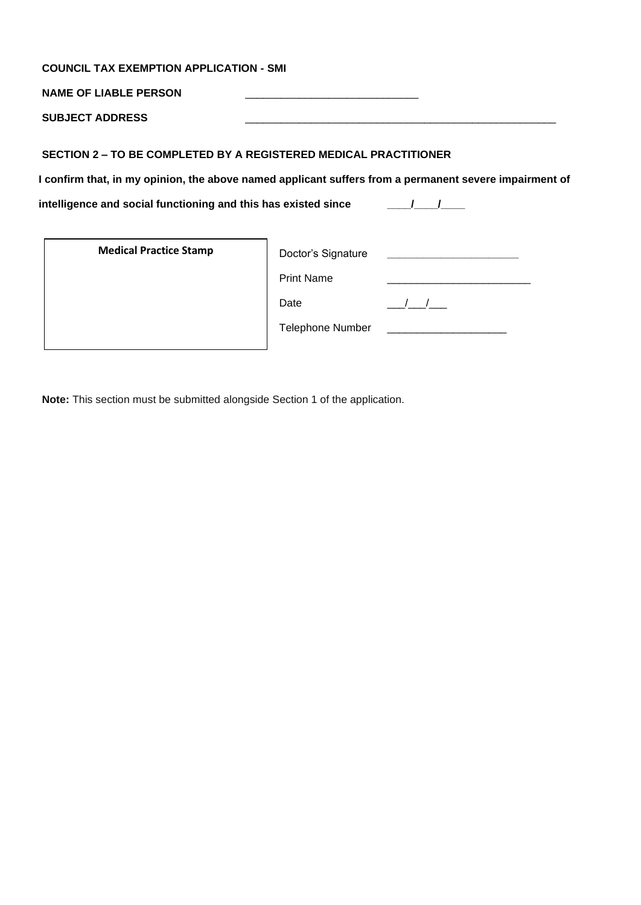**COUNCIL TAX EXEMPTION APPLICATION - SMI**

**NAME OF LIABLE PERSON** ____________________________

**SUBJECT ADDRESS** ____________________________________________________

**SECTION 2 – TO BE COMPLETED BY A REGISTERED MEDICAL PRACTITIONER**

**I confirm that, in my opinion, the above named applicant suffers from a permanent severe impairment of intelligence and social functioning and this has existed since ____/____/____**

| | | |
|---|---|---|
| **Medical Practice Stamp** | Doctor's Signature | ______________________ |
| | Print Name | ________________________ |
| | Date | ___/___/___ |
| | Telephone Number | ____________________ |

**Note:** This section must be submitted alongside Section 1 of the application.